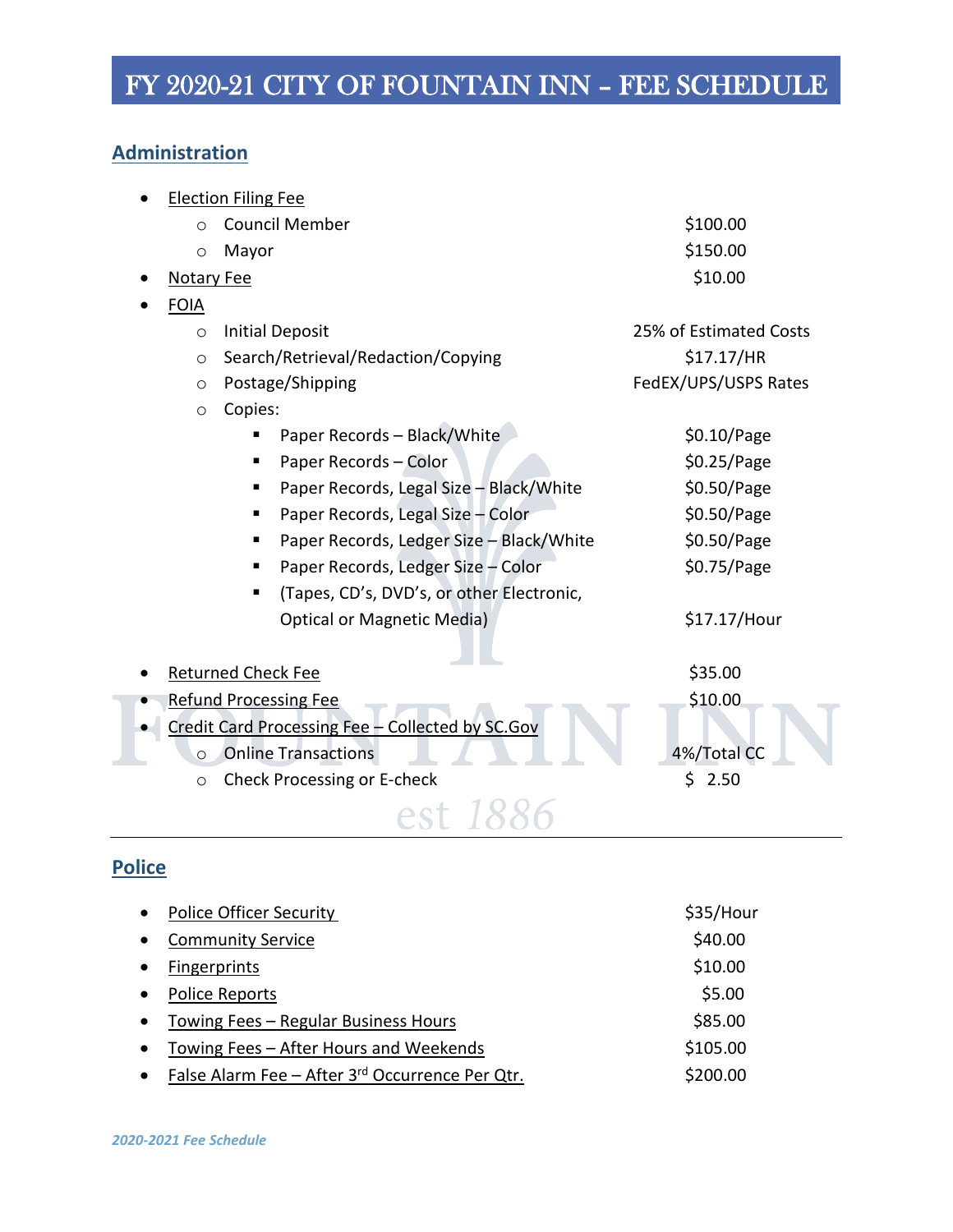# FY 2020-21 CITY OF FOUNTAIN INN – FEE SCHEDULE

## Administration

- Election Filing Fee
  - Council Member — $100.00
  - Mayor — $150.00
- Notary Fee — $10.00
- FOIA
  - Initial Deposit — 25% of Estimated Costs
  - Search/Retrieval/Redaction/Copying — $17.17/HR
  - Postage/Shipping — FedEX/UPS/USPS Rates
  - Copies:
    - Paper Records – Black/White — $0.10/Page
    - Paper Records – Color — $0.25/Page
    - Paper Records, Legal Size – Black/White — $0.50/Page
    - Paper Records, Legal Size – Color — $0.50/Page
    - Paper Records, Ledger Size – Black/White — $0.50/Page
    - Paper Records, Ledger Size – Color — $0.75/Page
    - (Tapes, CD's, DVD's, or other Electronic, Optical or Magnetic Media) — $17.17/Hour
- Returned Check Fee — $35.00
- Refund Processing Fee — $10.00
- Credit Card Processing Fee – Collected by SC.Gov
  - Online Transactions — 4%/Total CC
  - Check Processing or E-check — $ 2.50

## Police

- Police Officer Security — $35/Hour
- Community Service — $40.00
- Fingerprints — $10.00
- Police Reports — $5.00
- Towing Fees – Regular Business Hours — $85.00
- Towing Fees – After Hours and Weekends — $105.00
- False Alarm Fee – After 3rd Occurrence Per Qtr. — $200.00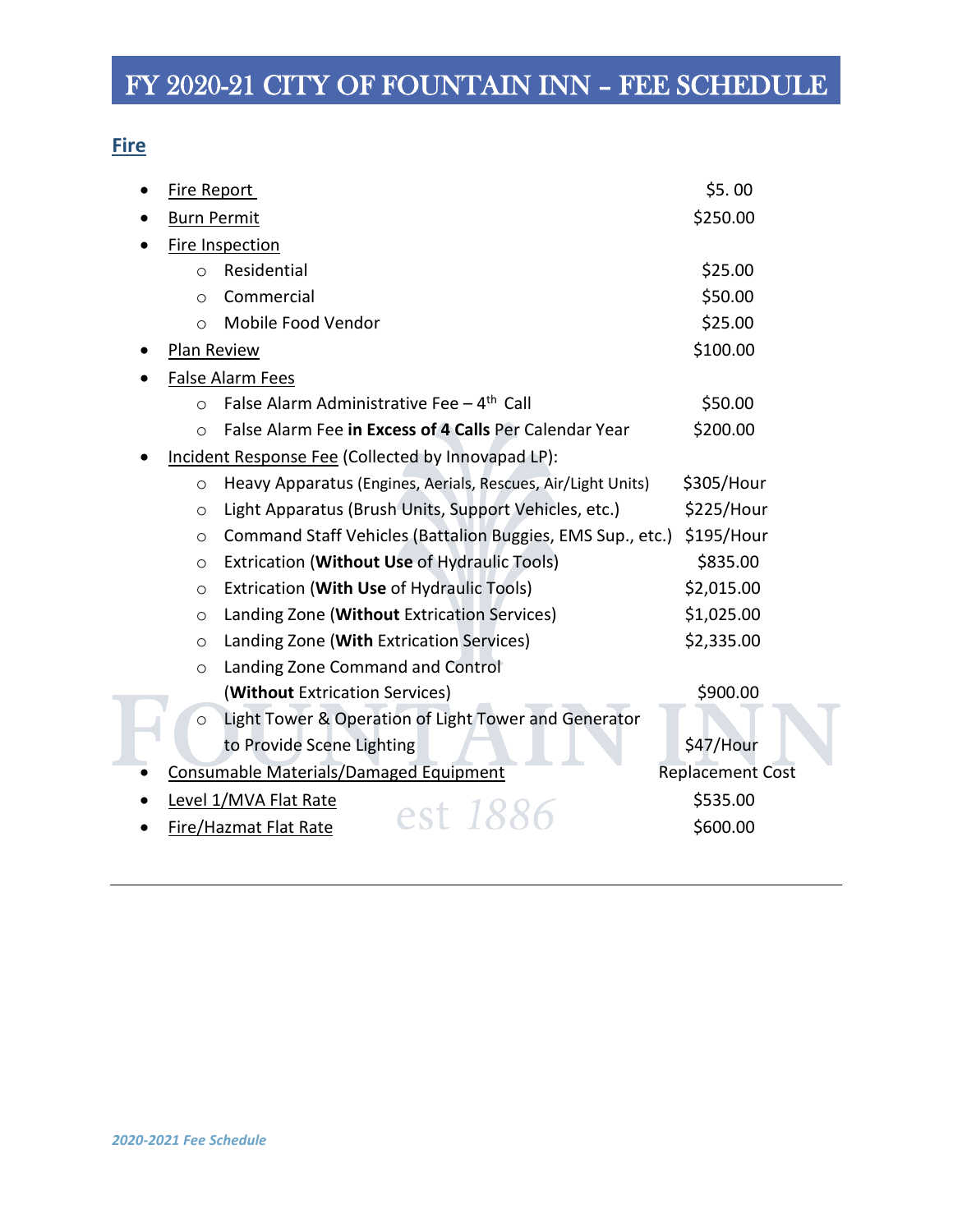# FY 2020-21 CITY OF FOUNTAIN INN – FEE SCHEDULE

## Fire

- Fire Report — $5. 00
- Burn Permit — $250.00
- Fire Inspection
  - Residential — $25.00
  - Commercial — $50.00
  - Mobile Food Vendor — $25.00
- Plan Review — $100.00
- False Alarm Fees
  - False Alarm Administrative Fee – 4th Call — $50.00
  - False Alarm Fee **in Excess of 4 Calls** Per Calendar Year — $200.00
- Incident Response Fee (Collected by Innovapad LP):
  - Heavy Apparatus (Engines, Aerials, Rescues, Air/Light Units) — $305/Hour
  - Light Apparatus (Brush Units, Support Vehicles, etc.) — $225/Hour
  - Command Staff Vehicles (Battalion Buggies, EMS Sup., etc.) — $195/Hour
  - Extrication (**Without Use** of Hydraulic Tools) — $835.00
  - Extrication (**With Use** of Hydraulic Tools) — $2,015.00
  - Landing Zone (**Without** Extrication Services) — $1,025.00
  - Landing Zone (**With** Extrication Services) — $2,335.00
  - Landing Zone Command and Control (**Without** Extrication Services) — $900.00
  - Light Tower & Operation of Light Tower and Generator to Provide Scene Lighting — $47/Hour
- Consumable Materials/Damaged Equipment — Replacement Cost
- Level 1/MVA Flat Rate — $535.00
- Fire/Hazmat Flat Rate — $600.00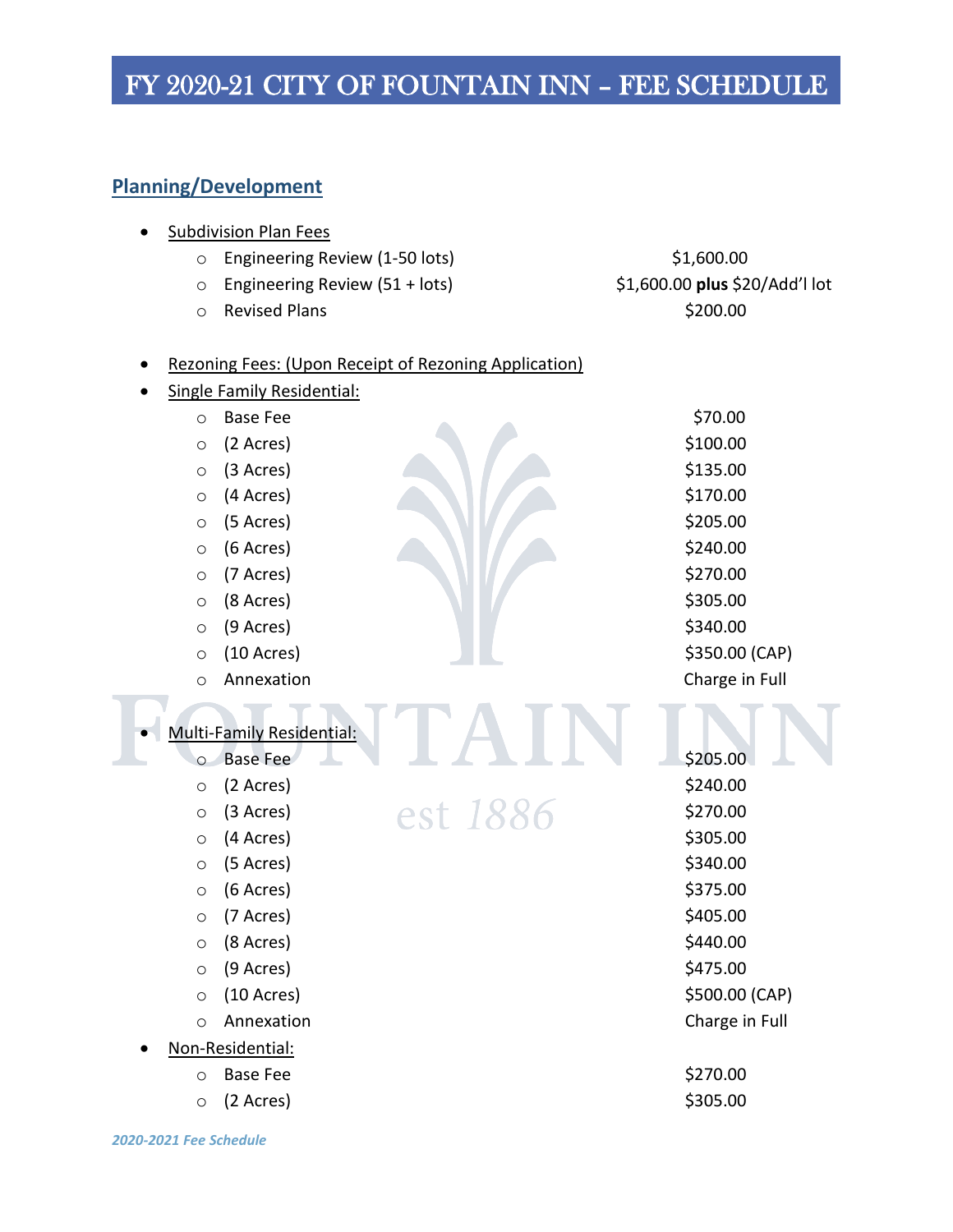# FY 2020-21 CITY OF FOUNTAIN INN – FEE SCHEDULE

## Planning/Development

- Subdivision Plan Fees
  - Engineering Review (1-50 lots) — $1,600.00
  - Engineering Review (51 + lots) — $1,600.00 **plus** $20/Add'l lot
  - Revised Plans — $200.00

- Rezoning Fees: (Upon Receipt of Rezoning Application)
- Single Family Residential:
  - Base Fee — $70.00
  - (2 Acres) — $100.00
  - (3 Acres) — $135.00
  - (4 Acres) — $170.00
  - (5 Acres) — $205.00
  - (6 Acres) — $240.00
  - (7 Acres) — $270.00
  - (8 Acres) — $305.00
  - (9 Acres) — $340.00
  - (10 Acres) — $350.00 (CAP)
  - Annexation — Charge in Full

- Multi-Family Residential:
  - Base Fee — $205.00
  - (2 Acres) — $240.00
  - (3 Acres) — $270.00
  - (4 Acres) — $305.00
  - (5 Acres) — $340.00
  - (6 Acres) — $375.00
  - (7 Acres) — $405.00
  - (8 Acres) — $440.00
  - (9 Acres) — $475.00
  - (10 Acres) — $500.00 (CAP)
  - Annexation — Charge in Full
- Non-Residential:
  - Base Fee — $270.00
  - (2 Acres) — $305.00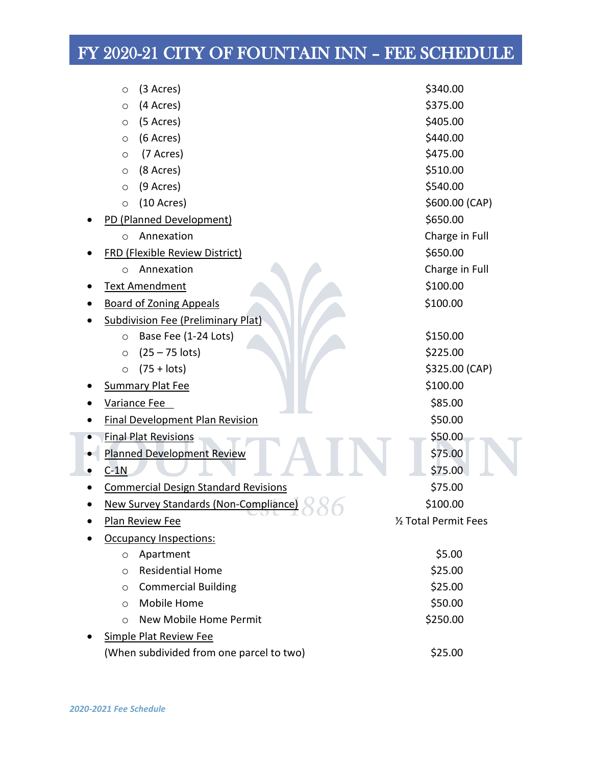# FY 2020-21 CITY OF FOUNTAIN INN – FEE SCHEDULE

- (3 Acres) — $340.00
- (4 Acres) — $375.00
- (5 Acres) — $405.00
- (6 Acres) — $440.00
- (7 Acres) — $475.00
- (8 Acres) — $510.00
- (9 Acres) — $540.00
- (10 Acres) — $600.00 (CAP)

| Item | Fee |
|---|---|
| PD (Planned Development) | $650.00 |
| Annexation | Charge in Full |
| FRD (Flexible Review District) | $650.00 |
| Annexation | Charge in Full |
| Text Amendment | $100.00 |
| Board of Zoning Appeals | $100.00 |
| Subdivision Fee (Preliminary Plat) | |
| Base Fee (1-24 Lots) | $150.00 |
| (25 – 75 lots) | $225.00 |
| (75 + lots) | $325.00 (CAP) |
| Summary Plat Fee | $100.00 |
| Variance Fee | $85.00 |
| Final Development Plan Revision | $50.00 |
| Final Plat Revisions | $50.00 |
| Planned Development Review | $75.00 |
| C-1N | $75.00 |
| Commercial Design Standard Revisions | $75.00 |
| New Survey Standards (Non-Compliance) | $100.00 |
| Plan Review Fee | ½ Total Permit Fees |
| Occupancy Inspections: | |
| Apartment | $5.00 |
| Residential Home | $25.00 |
| Commercial Building | $25.00 |
| Mobile Home | $50.00 |
| New Mobile Home Permit | $250.00 |
| Simple Plat Review Fee (When subdivided from one parcel to two) | $25.00 |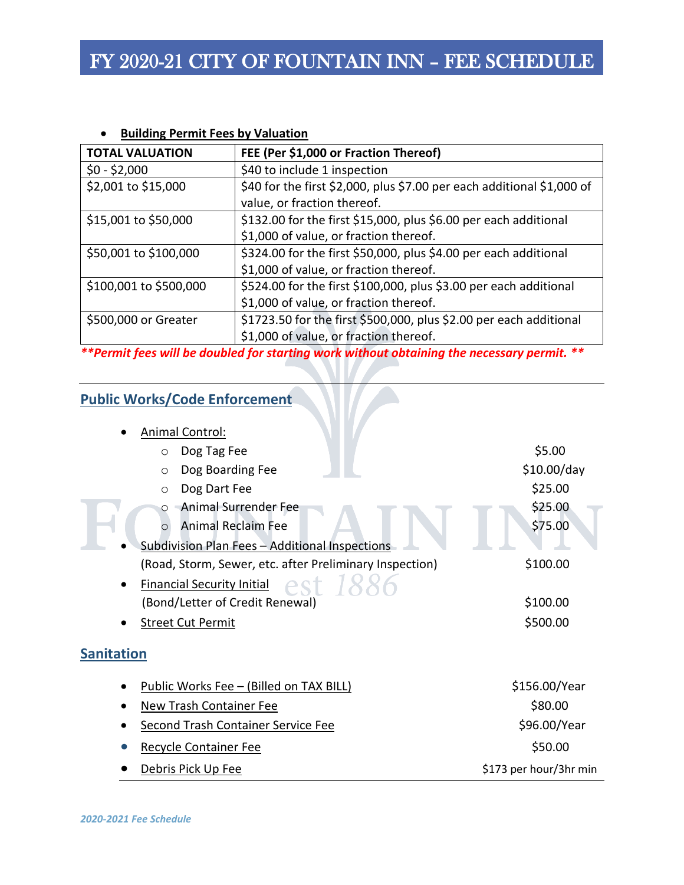# FY 2020-21 CITY OF FOUNTAIN INN – FEE SCHEDULE

- **Building Permit Fees by Valuation**

| TOTAL VALUATION | FEE (Per $1,000 or Fraction Thereof) |
|---|---|
| $0 - $2,000 | $40 to include 1 inspection |
| $2,001 to $15,000 | $40 for the first $2,000, plus $7.00 per each additional $1,000 of value, or fraction thereof. |
| $15,001 to $50,000 | $132.00 for the first $15,000, plus $6.00 per each additional $1,000 of value, or fraction thereof. |
| $50,001 to $100,000 | $324.00 for the first $50,000, plus $4.00 per each additional $1,000 of value, or fraction thereof. |
| $100,001 to $500,000 | $524.00 for the first $100,000, plus $3.00 per each additional $1,000 of value, or fraction thereof. |
| $500,000 or Greater | $1723.50 for the first $500,000, plus $2.00 per each additional $1,000 of value, or fraction thereof. |

***\*\*Permit fees will be doubled for starting work without obtaining the necessary permit. \*\****

## Public Works/Code Enforcement

- Animal Control:
  - Dog Tag Fee — $5.00
  - Dog Boarding Fee — $10.00/day
  - Dog Dart Fee — $25.00
  - Animal Surrender Fee — $25.00
  - Animal Reclaim Fee — $75.00
- Subdivision Plan Fees – Additional Inspections
  (Road, Storm, Sewer, etc. after Preliminary Inspection) — $100.00
- Financial Security Initial
  (Bond/Letter of Credit Renewal) — $100.00
- Street Cut Permit — $500.00

## Sanitation

- Public Works Fee – (Billed on TAX BILL) — $156.00/Year
- New Trash Container Fee — $80.00
- Second Trash Container Service Fee — $96.00/Year
- Recycle Container Fee — $50.00
- Debris Pick Up Fee — $173 per hour/3hr min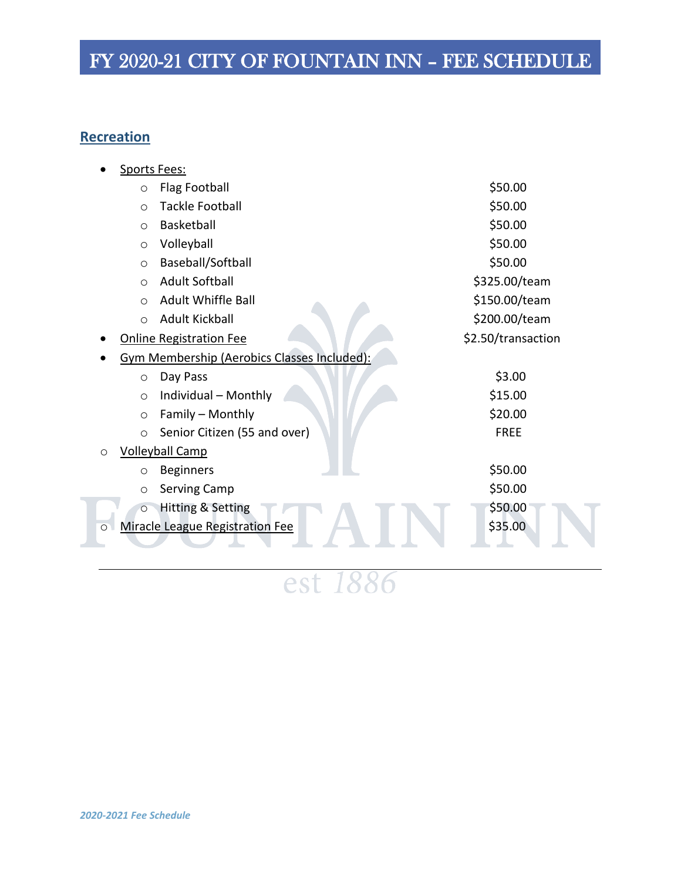# FY 2020-21 CITY OF FOUNTAIN INN – FEE SCHEDULE

## Recreation

- Sports Fees:
  - Flag Football — $50.00
  - Tackle Football — $50.00
  - Basketball — $50.00
  - Volleyball — $50.00
  - Baseball/Softball — $50.00
  - Adult Softball — $325.00/team
  - Adult Whiffle Ball — $150.00/team
  - Adult Kickball — $200.00/team
- Online Registration Fee — $2.50/transaction
- Gym Membership (Aerobics Classes Included):
  - Day Pass — $3.00
  - Individual – Monthly — $15.00
  - Family – Monthly — $20.00
  - Senior Citizen (55 and over) — FREE
- Volleyball Camp
  - Beginners — $50.00
  - Serving Camp — $50.00
  - Hitting & Setting — $50.00
- Miracle League Registration Fee — $35.00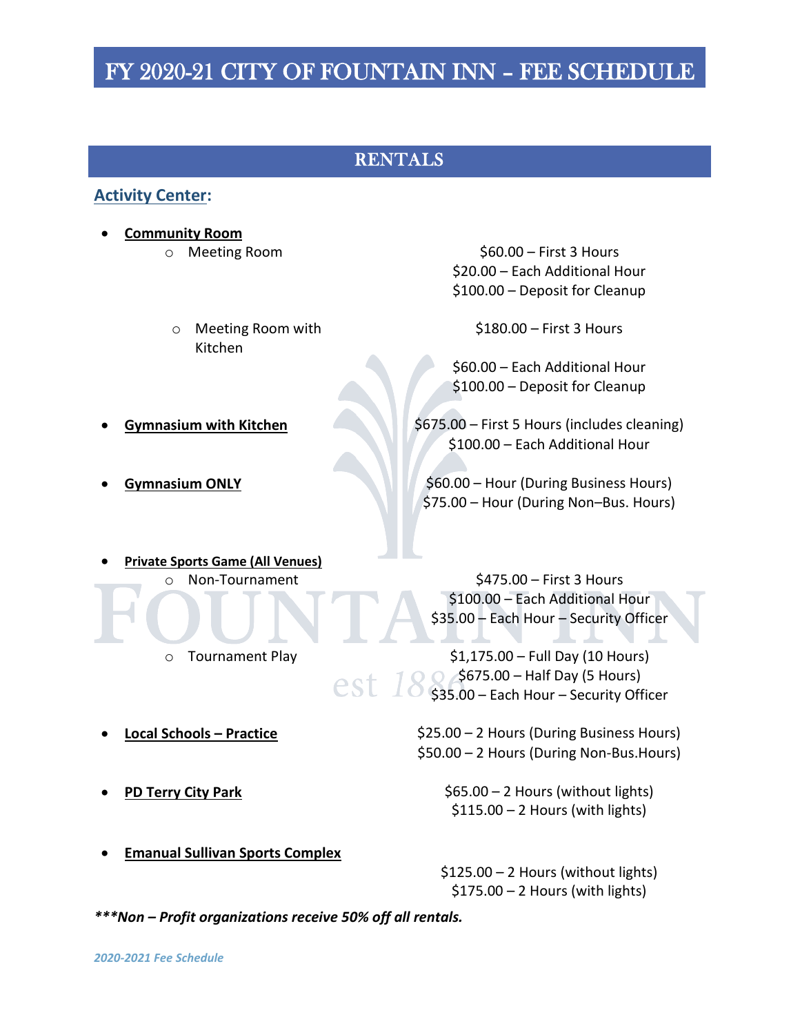# FY 2020-21 CITY OF FOUNTAIN INN – FEE SCHEDULE

## RENTALS

### Activity Center:

- **Community Room**
  - Meeting Room
    - $60.00 – First 3 Hours
    - $20.00 – Each Additional Hour
    - $100.00 – Deposit for Cleanup
  - Meeting Room with Kitchen
    - $180.00 – First 3 Hours
    - $60.00 – Each Additional Hour
    - $100.00 – Deposit for Cleanup
- **Gymnasium with Kitchen**
  - $675.00 – First 5 Hours (includes cleaning)
  - $100.00 – Each Additional Hour
- **Gymnasium ONLY**
  - $60.00 – Hour (During Business Hours)
  - $75.00 – Hour (During Non–Bus. Hours)
- **Private Sports Game (All Venues)**
  - Non-Tournament
    - $475.00 – First 3 Hours
    - $100.00 – Each Additional Hour
    - $35.00 – Each Hour – Security Officer
  - Tournament Play
    - $1,175.00 – Full Day (10 Hours)
    - $675.00 – Half Day (5 Hours)
    - $35.00 – Each Hour – Security Officer
- **Local Schools – Practice**
  - $25.00 – 2 Hours (During Business Hours)
  - $50.00 – 2 Hours (During Non-Bus.Hours)
- **PD Terry City Park**
  - $65.00 – 2 Hours (without lights)
  - $115.00 – 2 Hours (with lights)
- **Emanual Sullivan Sports Complex**
  - $125.00 – 2 Hours (without lights)
  - $175.00 – 2 Hours (with lights)

***\*\*\*Non – Profit organizations receive 50% off all rentals.***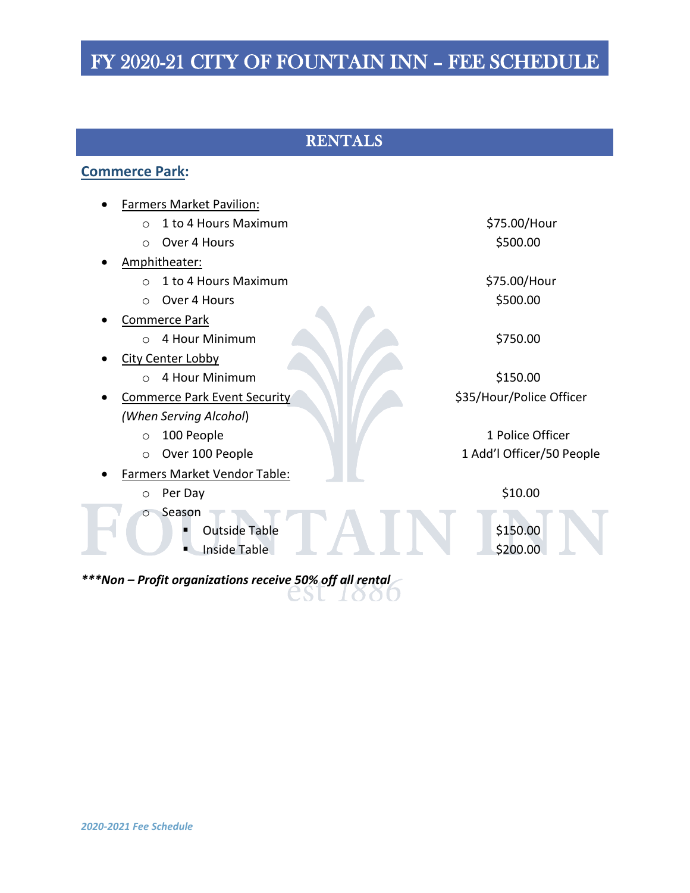# FY 2020-21 CITY OF FOUNTAIN INN – FEE SCHEDULE

## RENTALS

### Commerce Park:

- Farmers Market Pavilion:
  - 1 to 4 Hours Maximum — $75.00/Hour
  - Over 4 Hours — $500.00
- Amphitheater:
  - 1 to 4 Hours Maximum — $75.00/Hour
  - Over 4 Hours — $500.00
- Commerce Park
  - 4 Hour Minimum — $750.00
- City Center Lobby
  - 4 Hour Minimum — $150.00
- Commerce Park Event Security *(When Serving Alcohol)* — $35/Hour/Police Officer
  - 100 People — 1 Police Officer
  - Over 100 People — 1 Add'l Officer/50 People
- Farmers Market Vendor Table:
  - Per Day — $10.00
  - Season
    - Outside Table — $150.00
    - Inside Table — $200.00

***\*\*\*Non – Profit organizations receive 50% off all rental***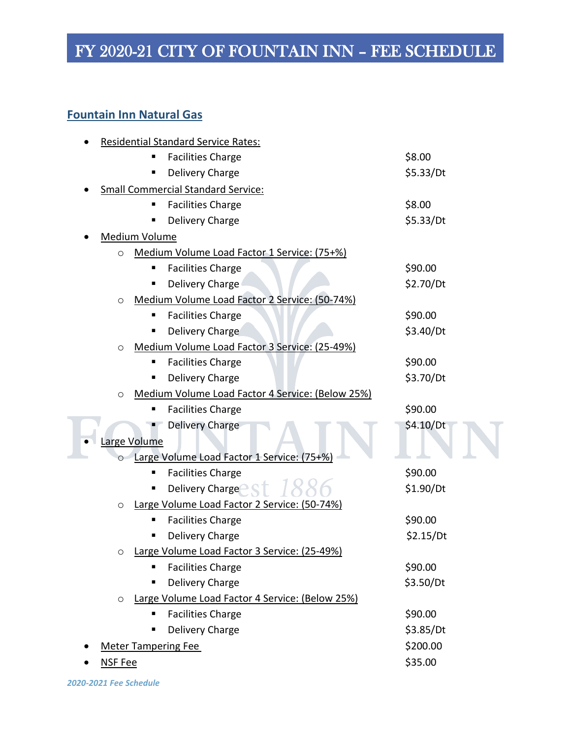# FY 2020-21 CITY OF FOUNTAIN INN – FEE SCHEDULE

## Fountain Inn Natural Gas

- Residential Standard Service Rates:
  - Facilities Charge — $8.00
  - Delivery Charge — $5.33/Dt
- Small Commercial Standard Service:
  - Facilities Charge — $8.00
  - Delivery Charge — $5.33/Dt
- Medium Volume
  - Medium Volume Load Factor 1 Service: (75+%)
    - Facilities Charge — $90.00
    - Delivery Charge — $2.70/Dt
  - Medium Volume Load Factor 2 Service: (50-74%)
    - Facilities Charge — $90.00
    - Delivery Charge — $3.40/Dt
  - Medium Volume Load Factor 3 Service: (25-49%)
    - Facilities Charge — $90.00
    - Delivery Charge — $3.70/Dt
  - Medium Volume Load Factor 4 Service: (Below 25%)
    - Facilities Charge — $90.00
    - Delivery Charge — $4.10/Dt
- Large Volume
  - Large Volume Load Factor 1 Service: (75+%)
    - Facilities Charge — $90.00
    - Delivery Charge — $1.90/Dt
  - Large Volume Load Factor 2 Service: (50-74%)
    - Facilities Charge — $90.00
    - Delivery Charge — $2.15/Dt
  - Large Volume Load Factor 3 Service: (25-49%)
    - Facilities Charge — $90.00
    - Delivery Charge — $3.50/Dt
  - Large Volume Load Factor 4 Service: (Below 25%)
    - Facilities Charge — $90.00
    - Delivery Charge — $3.85/Dt
- Meter Tampering Fee — $200.00
- NSF Fee — $35.00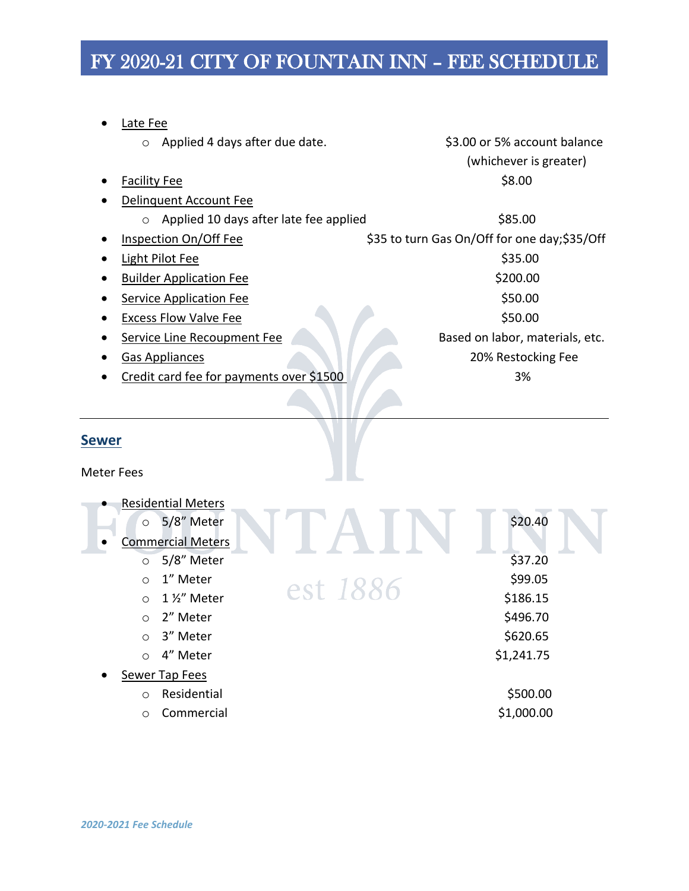# FY 2020-21 CITY OF FOUNTAIN INN – FEE SCHEDULE

- Late Fee
  - Applied 4 days after due date. — $3.00 or 5% account balance (whichever is greater)
- Facility Fee — $8.00
- Delinquent Account Fee
  - Applied 10 days after late fee applied — $85.00
- Inspection On/Off Fee — $35 to turn Gas On/Off for one day;$35/Off
- Light Pilot Fee — $35.00
- Builder Application Fee — $200.00
- Service Application Fee — $50.00
- Excess Flow Valve Fee — $50.00
- Service Line Recoupment Fee — Based on labor, materials, etc.
- Gas Appliances — 20% Restocking Fee
- Credit card fee for payments over $1500 — 3%

---

## Sewer

Meter Fees

- Residential Meters
  - 5/8" Meter — $20.40
- Commercial Meters
  - 5/8" Meter — $37.20
  - 1" Meter — $99.05
  - 1 ½" Meter — $186.15
  - 2" Meter — $496.70
  - 3" Meter — $620.65
  - 4" Meter — $1,241.75
- Sewer Tap Fees
  - Residential — $500.00
  - Commercial — $1,000.00